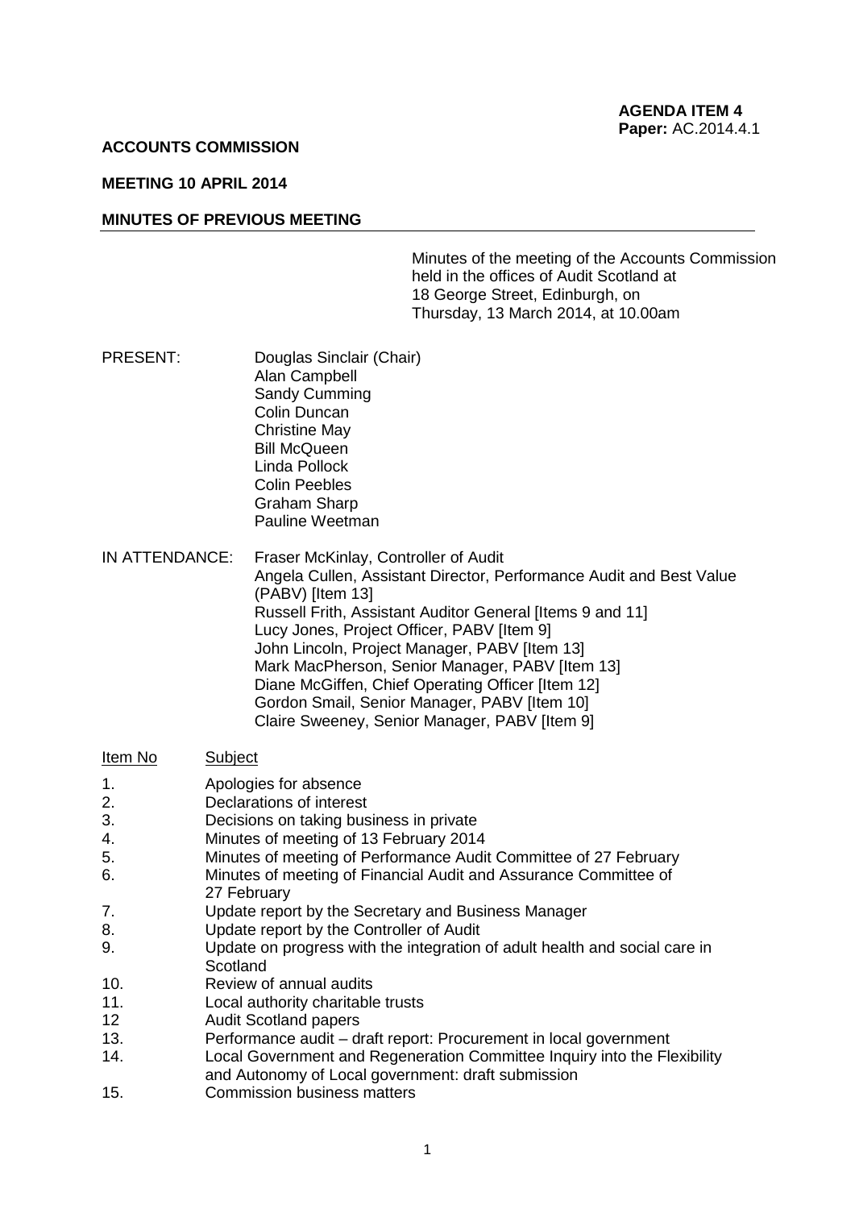**AGENDA ITEM 4**
**Paper:** AC.2014.4.1

**ACCOUNTS COMMISSION**

**MEETING 10 APRIL 2014**

**MINUTES OF PREVIOUS MEETING**

Minutes of the meeting of the Accounts Commission held in the offices of Audit Scotland at 18 George Street, Edinburgh, on Thursday, 13 March 2014, at 10.00am

PRESENT:
Douglas Sinclair (Chair)
Alan Campbell
Sandy Cumming
Colin Duncan
Christine May
Bill McQueen
Linda Pollock
Colin Peebles
Graham Sharp
Pauline Weetman

IN ATTENDANCE:
Fraser McKinlay, Controller of Audit
Angela Cullen, Assistant Director, Performance Audit and Best Value (PABV) [Item 13]
Russell Frith, Assistant Auditor General [Items 9 and 11]
Lucy Jones, Project Officer, PABV [Item 9]
John Lincoln, Project Manager, PABV [Item 13]
Mark MacPherson, Senior Manager, PABV [Item 13]
Diane McGiffen, Chief Operating Officer [Item 12]
Gordon Smail, Senior Manager, PABV [Item 10]
Claire Sweeney, Senior Manager, PABV [Item 9]

| Item No | Subject |
|---|---|
| 1. | Apologies for absence |
| 2. | Declarations of interest |
| 3. | Decisions on taking business in private |
| 4. | Minutes of meeting of 13 February 2014 |
| 5. | Minutes of meeting of Performance Audit Committee of 27 February |
| 6. | Minutes of meeting of Financial Audit and Assurance Committee of 27 February |
| 7. | Update report by the Secretary and Business Manager |
| 8. | Update report by the Controller of Audit |
| 9. | Update on progress with the integration of adult health and social care in Scotland |
| 10. | Review of annual audits |
| 11. | Local authority charitable trusts |
| 12 | Audit Scotland papers |
| 13. | Performance audit – draft report: Procurement in local government |
| 14. | Local Government and Regeneration Committee Inquiry into the Flexibility and Autonomy of Local government: draft submission |
| 15. | Commission business matters |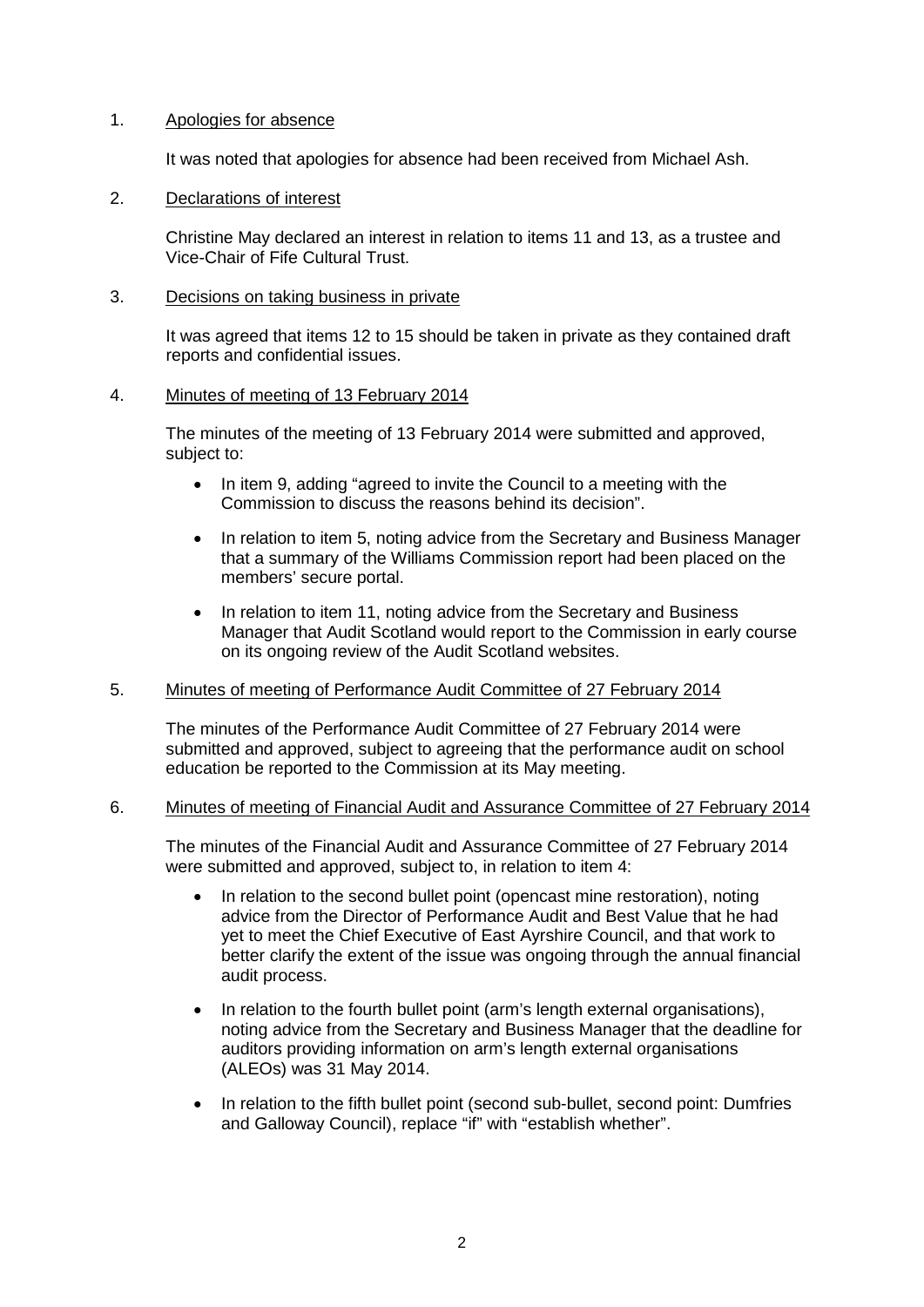1. Apologies for absence

   It was noted that apologies for absence had been received from Michael Ash.

2. Declarations of interest

   Christine May declared an interest in relation to items 11 and 13, as a trustee and Vice-Chair of Fife Cultural Trust.

3. Decisions on taking business in private

   It was agreed that items 12 to 15 should be taken in private as they contained draft reports and confidential issues.

4. Minutes of meeting of 13 February 2014

   The minutes of the meeting of 13 February 2014 were submitted and approved, subject to:

   - In item 9, adding "agreed to invite the Council to a meeting with the Commission to discuss the reasons behind its decision".
   - In relation to item 5, noting advice from the Secretary and Business Manager that a summary of the Williams Commission report had been placed on the members' secure portal.
   - In relation to item 11, noting advice from the Secretary and Business Manager that Audit Scotland would report to the Commission in early course on its ongoing review of the Audit Scotland websites.

5. Minutes of meeting of Performance Audit Committee of 27 February 2014

   The minutes of the Performance Audit Committee of 27 February 2014 were submitted and approved, subject to agreeing that the performance audit on school education be reported to the Commission at its May meeting.

6. Minutes of meeting of Financial Audit and Assurance Committee of 27 February 2014

   The minutes of the Financial Audit and Assurance Committee of 27 February 2014 were submitted and approved, subject to, in relation to item 4:

   - In relation to the second bullet point (opencast mine restoration), noting advice from the Director of Performance Audit and Best Value that he had yet to meet the Chief Executive of East Ayrshire Council, and that work to better clarify the extent of the issue was ongoing through the annual financial audit process.
   - In relation to the fourth bullet point (arm's length external organisations), noting advice from the Secretary and Business Manager that the deadline for auditors providing information on arm's length external organisations (ALEOs) was 31 May 2014.
   - In relation to the fifth bullet point (second sub-bullet, second point: Dumfries and Galloway Council), replace "if" with "establish whether".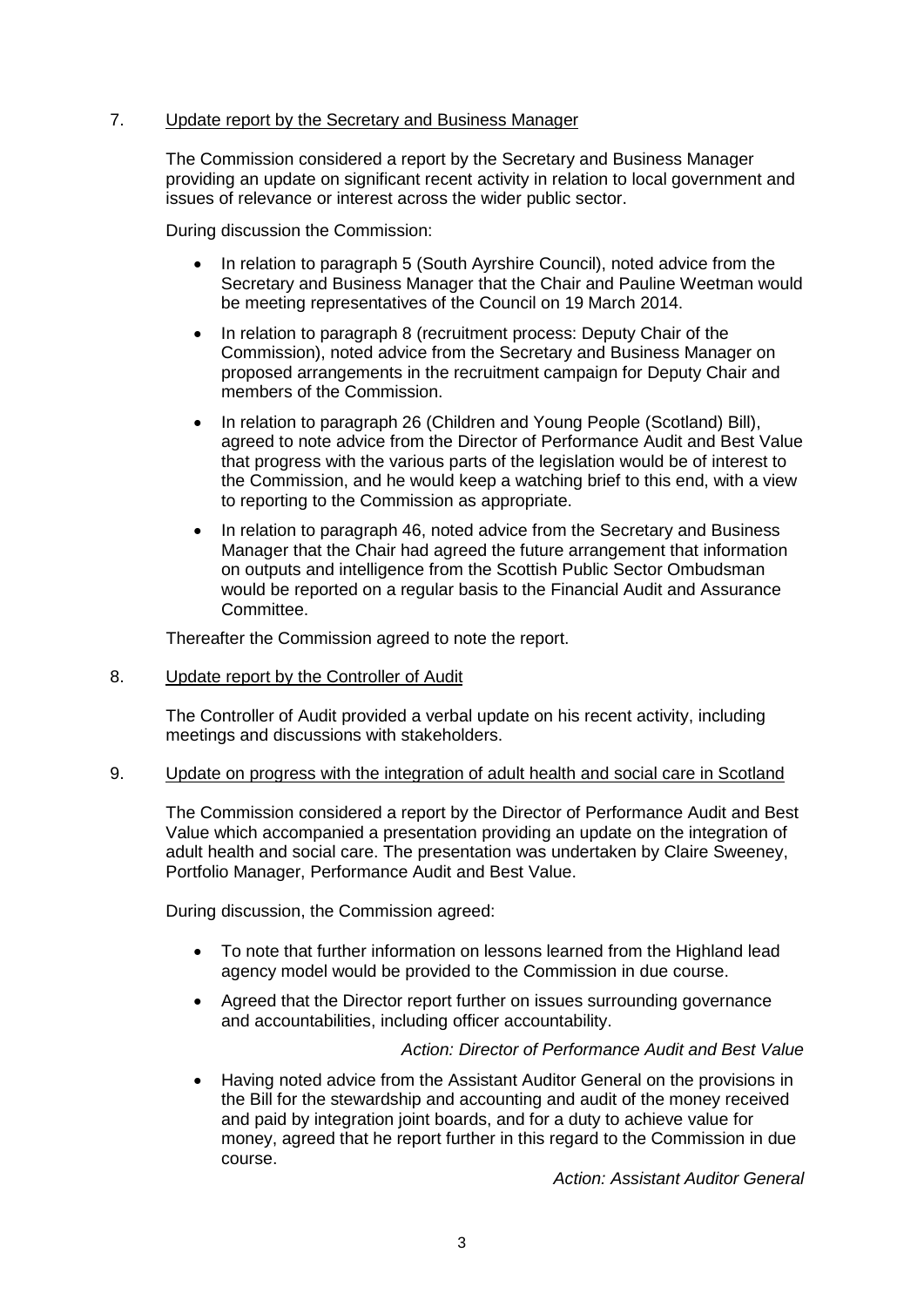7. <u>Update report by the Secretary and Business Manager</u>

The Commission considered a report by the Secretary and Business Manager providing an update on significant recent activity in relation to local government and issues of relevance or interest across the wider public sector.

During discussion the Commission:

- In relation to paragraph 5 (South Ayrshire Council), noted advice from the Secretary and Business Manager that the Chair and Pauline Weetman would be meeting representatives of the Council on 19 March 2014.
- In relation to paragraph 8 (recruitment process: Deputy Chair of the Commission), noted advice from the Secretary and Business Manager on proposed arrangements in the recruitment campaign for Deputy Chair and members of the Commission.
- In relation to paragraph 26 (Children and Young People (Scotland) Bill), agreed to note advice from the Director of Performance Audit and Best Value that progress with the various parts of the legislation would be of interest to the Commission, and he would keep a watching brief to this end, with a view to reporting to the Commission as appropriate.
- In relation to paragraph 46, noted advice from the Secretary and Business Manager that the Chair had agreed the future arrangement that information on outputs and intelligence from the Scottish Public Sector Ombudsman would be reported on a regular basis to the Financial Audit and Assurance Committee.

Thereafter the Commission agreed to note the report.

8. <u>Update report by the Controller of Audit</u>

The Controller of Audit provided a verbal update on his recent activity, including meetings and discussions with stakeholders.

9. <u>Update on progress with the integration of adult health and social care in Scotland</u>

The Commission considered a report by the Director of Performance Audit and Best Value which accompanied a presentation providing an update on the integration of adult health and social care. The presentation was undertaken by Claire Sweeney, Portfolio Manager, Performance Audit and Best Value.

During discussion, the Commission agreed:

- To note that further information on lessons learned from the Highland lead agency model would be provided to the Commission in due course.
- Agreed that the Director report further on issues surrounding governance and accountabilities, including officer accountability.

  *Action: Director of Performance Audit and Best Value*

- Having noted advice from the Assistant Auditor General on the provisions in the Bill for the stewardship and accounting and audit of the money received and paid by integration joint boards, and for a duty to achieve value for money, agreed that he report further in this regard to the Commission in due course.

  *Action: Assistant Auditor General*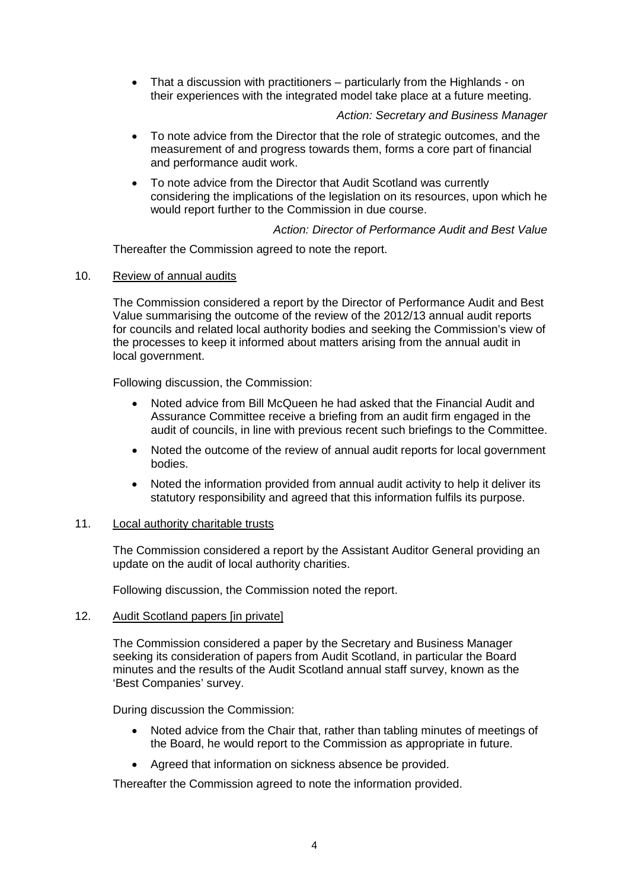- That a discussion with practitioners – particularly from the Highlands - on their experiences with the integrated model take place at a future meeting.

*Action: Secretary and Business Manager*

- To note advice from the Director that the role of strategic outcomes, and the measurement of and progress towards them, forms a core part of financial and performance audit work.
- To note advice from the Director that Audit Scotland was currently considering the implications of the legislation on its resources, upon which he would report further to the Commission in due course.

*Action: Director of Performance Audit and Best Value*

Thereafter the Commission agreed to note the report.

10. Review of annual audits

The Commission considered a report by the Director of Performance Audit and Best Value summarising the outcome of the review of the 2012/13 annual audit reports for councils and related local authority bodies and seeking the Commission's view of the processes to keep it informed about matters arising from the annual audit in local government.

Following discussion, the Commission:

- Noted advice from Bill McQueen he had asked that the Financial Audit and Assurance Committee receive a briefing from an audit firm engaged in the audit of councils, in line with previous recent such briefings to the Committee.
- Noted the outcome of the review of annual audit reports for local government bodies.
- Noted the information provided from annual audit activity to help it deliver its statutory responsibility and agreed that this information fulfils its purpose.

11. Local authority charitable trusts

The Commission considered a report by the Assistant Auditor General providing an update on the audit of local authority charities.

Following discussion, the Commission noted the report.

12. Audit Scotland papers [in private]

The Commission considered a paper by the Secretary and Business Manager seeking its consideration of papers from Audit Scotland, in particular the Board minutes and the results of the Audit Scotland annual staff survey, known as the 'Best Companies' survey.

During discussion the Commission:

- Noted advice from the Chair that, rather than tabling minutes of meetings of the Board, he would report to the Commission as appropriate in future.
- Agreed that information on sickness absence be provided.

Thereafter the Commission agreed to note the information provided.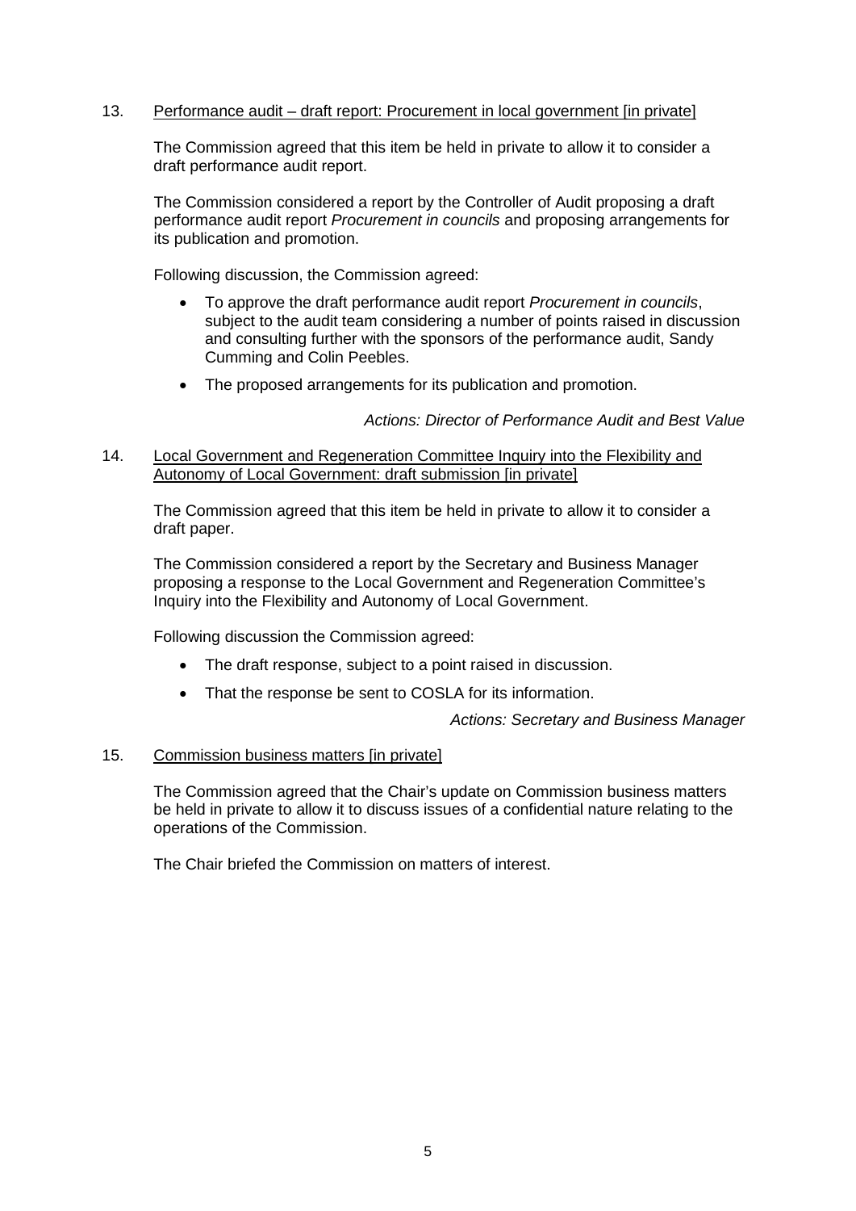13. <u>Performance audit – draft report: Procurement in local government [in private]</u>

    The Commission agreed that this item be held in private to allow it to consider a draft performance audit report.

    The Commission considered a report by the Controller of Audit proposing a draft performance audit report *Procurement in councils* and proposing arrangements for its publication and promotion.

    Following discussion, the Commission agreed:

    - To approve the draft performance audit report *Procurement in councils*, subject to the audit team considering a number of points raised in discussion and consulting further with the sponsors of the performance audit, Sandy Cumming and Colin Peebles.
    - The proposed arrangements for its publication and promotion.

    *Actions: Director of Performance Audit and Best Value*

14. <u>Local Government and Regeneration Committee Inquiry into the Flexibility and Autonomy of Local Government: draft submission [in private]</u>

    The Commission agreed that this item be held in private to allow it to consider a draft paper.

    The Commission considered a report by the Secretary and Business Manager proposing a response to the Local Government and Regeneration Committee's Inquiry into the Flexibility and Autonomy of Local Government.

    Following discussion the Commission agreed:

    - The draft response, subject to a point raised in discussion.
    - That the response be sent to COSLA for its information.

    *Actions: Secretary and Business Manager*

15. <u>Commission business matters [in private]</u>

    The Commission agreed that the Chair's update on Commission business matters be held in private to allow it to discuss issues of a confidential nature relating to the operations of the Commission.

    The Chair briefed the Commission on matters of interest.